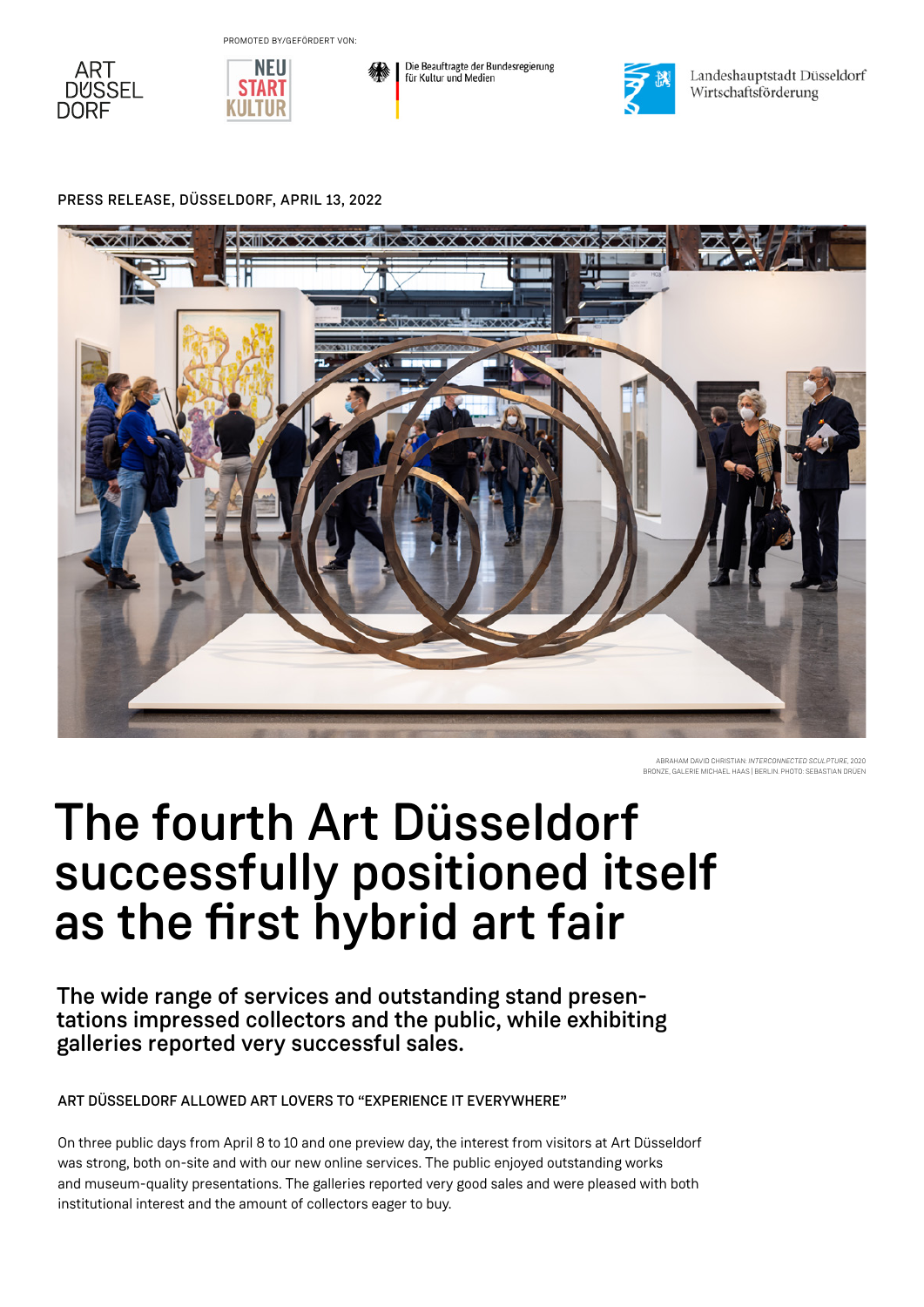PROMOTED BY/GEFÖRDERT VON:

Die Beauftragte der Bundesregierung für Kultur und Medien

Landeshauptstadt Düsseldorf Wirtschaftsförderung

PRESS RELEASE, DÜSSELDORF, APRIL 13, 2022

ABRAHAM DAVID CHRISTIAN: *INTERCONNECTED SCULPTURE*, 2020
BRONZE, GALERIE MICHAEL HAAS | BERLIN. PHOTO: SEBASTIAN DRÜEN

# The fourth Art Düsseldorf successfully positioned itself as the first hybrid art fair

## The wide range of services and outstanding stand presentations impressed collectors and the public, while exhibiting galleries reported very successful sales.

ART DÜSSELDORF ALLOWED ART LOVERS TO "EXPERIENCE IT EVERYWHERE"

On three public days from April 8 to 10 and one preview day, the interest from visitors at Art Düsseldorf was strong, both on-site and with our new online services. The public enjoyed outstanding works and museum-quality presentations. The galleries reported very good sales and were pleased with both institutional interest and the amount of collectors eager to buy.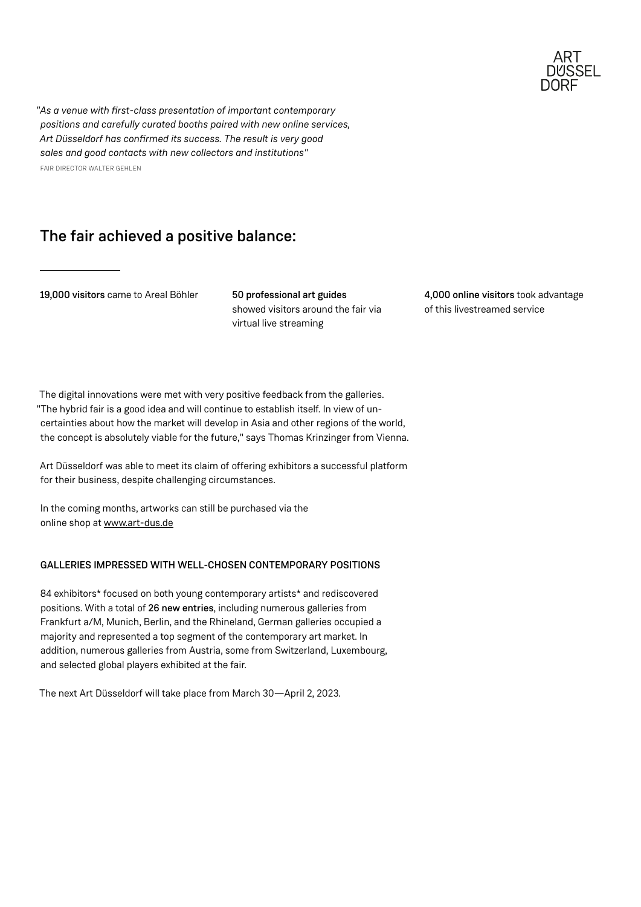*"As a venue with first-class presentation of important contemporary positions and carefully curated booths paired with new online services, Art Düsseldorf has confirmed its success. The result is very good sales and good contacts with new collectors and institutions"*

FAIR DIRECTOR WALTER GEHLEN

## The fair achieved a positive balance:

**19,000 visitors** came to Areal Böhler

**50 professional art guides** showed visitors around the fair via virtual live streaming

**4,000 online visitors** took advantage of this livestreamed service

The digital innovations were met with very positive feedback from the galleries. "The hybrid fair is a good idea and will continue to establish itself. In view of uncertainties about how the market will develop in Asia and other regions of the world, the concept is absolutely viable for the future," says Thomas Krinzinger from Vienna.

Art Düsseldorf was able to meet its claim of offering exhibitors a successful platform for their business, despite challenging circumstances.

In the coming months, artworks can still be purchased via the online shop at www.art-dus.de

### GALLERIES IMPRESSED WITH WELL-CHOSEN CONTEMPORARY POSITIONS

84 exhibitors* focused on both young contemporary artists* and rediscovered positions. With a total of **26 new entries**, including numerous galleries from Frankfurt a/M, Munich, Berlin, and the Rhineland, German galleries occupied a majority and represented a top segment of the contemporary art market. In addition, numerous galleries from Austria, some from Switzerland, Luxembourg, and selected global players exhibited at the fair.

The next Art Düsseldorf will take place from March 30—April 2, 2023.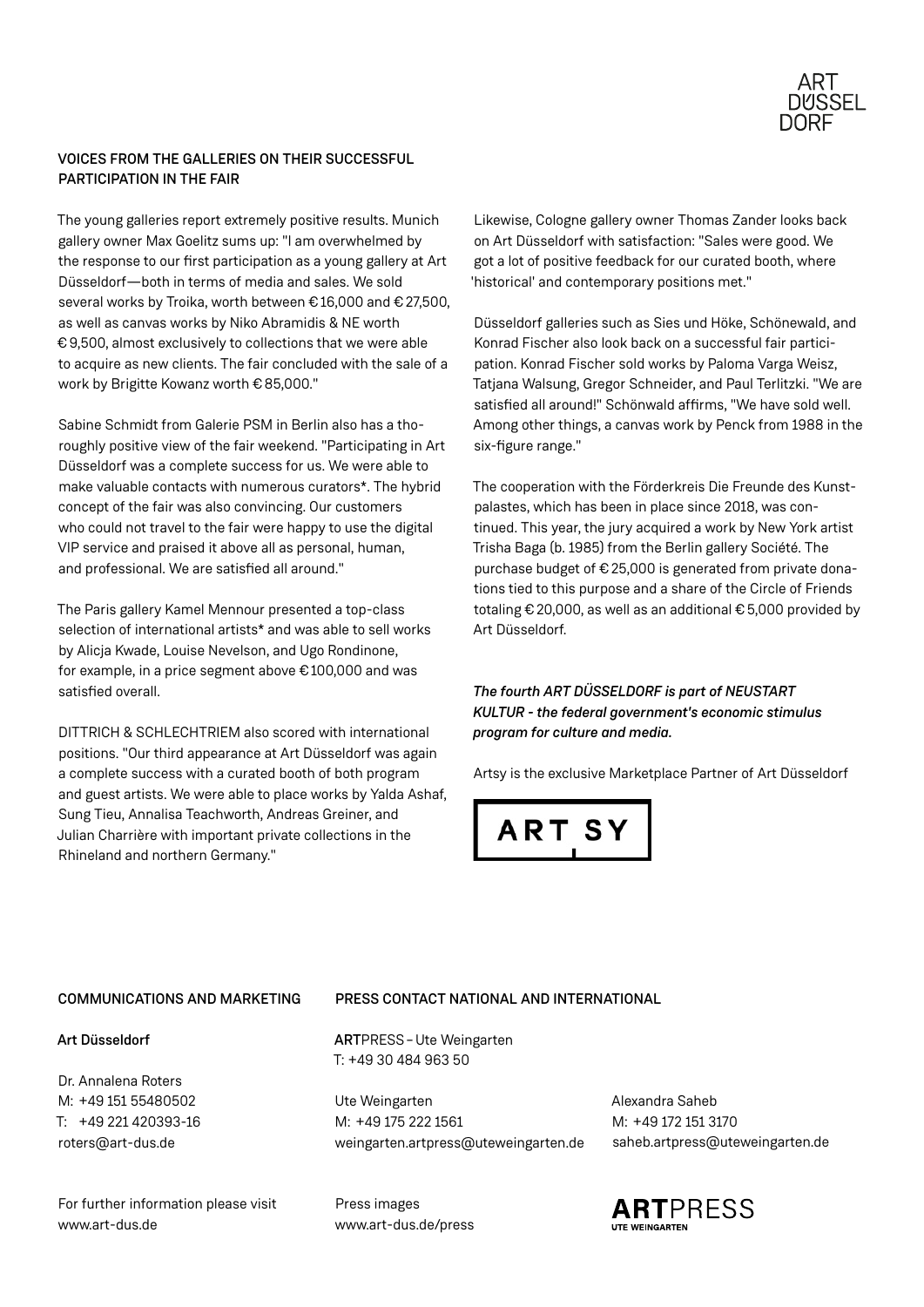## VOICES FROM THE GALLERIES ON THEIR SUCCESSFUL PARTICIPATION IN THE FAIR

The young galleries report extremely positive results. Munich gallery owner Max Goelitz sums up: "I am overwhelmed by the response to our first participation as a young gallery at Art Düsseldorf—both in terms of media and sales. We sold several works by Troika, worth between € 16,000 and € 27,500, as well as canvas works by Niko Abramidis & NE worth € 9,500, almost exclusively to collections that we were able to acquire as new clients. The fair concluded with the sale of a work by Brigitte Kowanz worth € 85,000."

Sabine Schmidt from Galerie PSM in Berlin also has a thoroughly positive view of the fair weekend. "Participating in Art Düsseldorf was a complete success for us. We were able to make valuable contacts with numerous curators*. The hybrid concept of the fair was also convincing. Our customers who could not travel to the fair were happy to use the digital VIP service and praised it above all as personal, human, and professional. We are satisfied all around."

The Paris gallery Kamel Mennour presented a top-class selection of international artists* and was able to sell works by Alicja Kwade, Louise Nevelson, and Ugo Rondinone, for example, in a price segment above € 100,000 and was satisfied overall.

DITTRICH & SCHLECHTRIEM also scored with international positions. "Our third appearance at Art Düsseldorf was again a complete success with a curated booth of both program and guest artists. We were able to place works by Yalda Ashaf, Sung Tieu, Annalisa Teachworth, Andreas Greiner, and Julian Charrière with important private collections in the Rhineland and northern Germany."

Likewise, Cologne gallery owner Thomas Zander looks back on Art Düsseldorf with satisfaction: "Sales were good. We got a lot of positive feedback for our curated booth, where 'historical' and contemporary positions met."

Düsseldorf galleries such as Sies und Höke, Schönewald, and Konrad Fischer also look back on a successful fair participation. Konrad Fischer sold works by Paloma Varga Weisz, Tatjana Walsung, Gregor Schneider, and Paul Terlitzki. "We are satisfied all around!" Schönwald affirms, "We have sold well. Among other things, a canvas work by Penck from 1988 in the six-figure range."

The cooperation with the Förderkreis Die Freunde des Kunstpalastes, which has been in place since 2018, was continued. This year, the jury acquired a work by New York artist Trisha Baga (b. 1985) from the Berlin gallery Société. The purchase budget of € 25,000 is generated from private donations tied to this purpose and a share of the Circle of Friends totaling € 20,000, as well as an additional € 5,000 provided by Art Düsseldorf.

***The fourth ART DÜSSELDORF is part of NEUSTART KULTUR - the federal government's economic stimulus program for culture and media.***

Artsy is the exclusive Marketplace Partner of Art Düsseldorf

ARTSY

**COMMUNICATIONS AND MARKETING**

**Art Düsseldorf**

Dr. Annalena Roters
M: +49 151 55480502
T: +49 221 420393-16
roters@art-dus.de

**PRESS CONTACT NATIONAL AND INTERNATIONAL**

**ART**PRESS – Ute Weingarten
T: +49 30 484 963 50

Ute Weingarten
M: +49 175 222 1561
weingarten.artpress@uteweingarten.de

Alexandra Saheb
M: +49 172 151 3170
saheb.artpress@uteweingarten.de

For further information please visit
www.art-dus.de

Press images
www.art-dus.de/press

**ART**PRESS
UTE WEINGARTEN